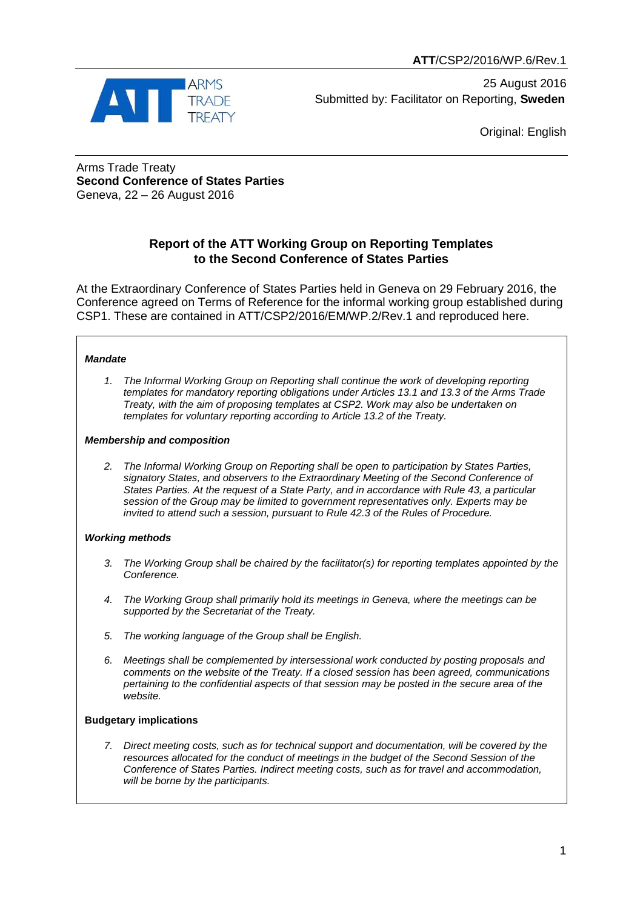**ATT**/CSP2/2016/WP.6/Rev.1

25 August 2016
Submitted by: Facilitator on Reporting, **Sweden**

Original: English

Arms Trade Treaty
**Second Conference of States Parties**
Geneva, 22 – 26 August 2016

## Report of the ATT Working Group on Reporting Templates to the Second Conference of States Parties

At the Extraordinary Conference of States Parties held in Geneva on 29 February 2016, the Conference agreed on Terms of Reference for the informal working group established during CSP1. These are contained in ATT/CSP2/2016/EM/WP.2/Rev.1 and reproduced here.

> ***Mandate***
>
> 1. *The Informal Working Group on Reporting shall continue the work of developing reporting templates for mandatory reporting obligations under Articles 13.1 and 13.3 of the Arms Trade Treaty, with the aim of proposing templates at CSP2. Work may also be undertaken on templates for voluntary reporting according to Article 13.2 of the Treaty.*
>
> ***Membership and composition***
>
> 2. *The Informal Working Group on Reporting shall be open to participation by States Parties, signatory States, and observers to the Extraordinary Meeting of the Second Conference of States Parties. At the request of a State Party, and in accordance with Rule 43, a particular session of the Group may be limited to government representatives only. Experts may be invited to attend such a session, pursuant to Rule 42.3 of the Rules of Procedure.*
>
> ***Working methods***
>
> 3. *The Working Group shall be chaired by the facilitator(s) for reporting templates appointed by the Conference.*
> 4. *The Working Group shall primarily hold its meetings in Geneva, where the meetings can be supported by the Secretariat of the Treaty.*
> 5. *The working language of the Group shall be English.*
> 6. *Meetings shall be complemented by intersessional work conducted by posting proposals and comments on the website of the Treaty. If a closed session has been agreed, communications pertaining to the confidential aspects of that session may be posted in the secure area of the website.*
>
> **Budgetary implications**
>
> 7. *Direct meeting costs, such as for technical support and documentation, will be covered by the resources allocated for the conduct of meetings in the budget of the Second Session of the Conference of States Parties. Indirect meeting costs, such as for travel and accommodation, will be borne by the participants.*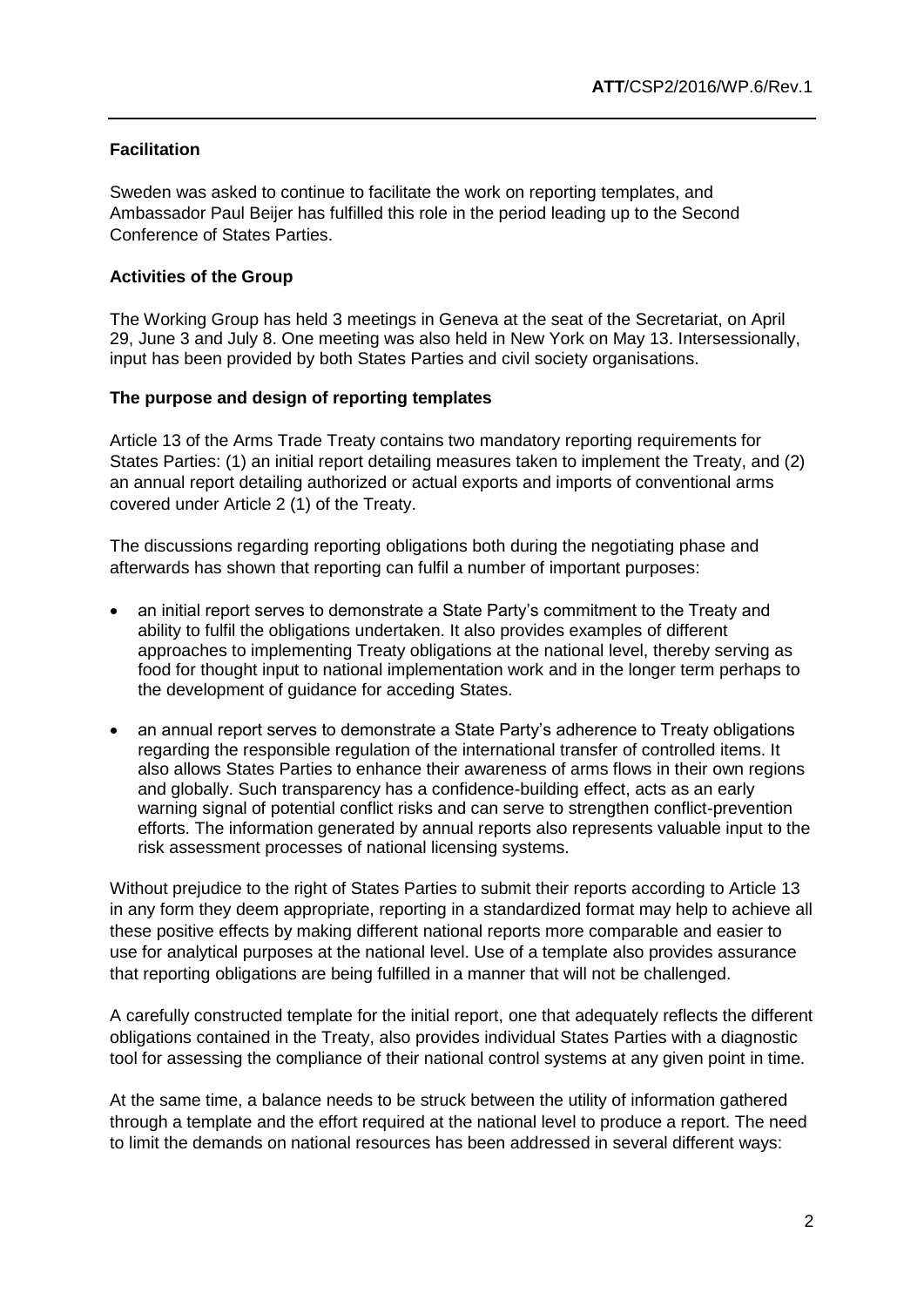**Facilitation**

Sweden was asked to continue to facilitate the work on reporting templates, and Ambassador Paul Beijer has fulfilled this role in the period leading up to the Second Conference of States Parties.

**Activities of the Group**

The Working Group has held 3 meetings in Geneva at the seat of the Secretariat, on April 29, June 3 and July 8. One meeting was also held in New York on May 13. Intersessionally, input has been provided by both States Parties and civil society organisations.

**The purpose and design of reporting templates**

Article 13 of the Arms Trade Treaty contains two mandatory reporting requirements for States Parties: (1) an initial report detailing measures taken to implement the Treaty, and (2) an annual report detailing authorized or actual exports and imports of conventional arms covered under Article 2 (1) of the Treaty.

The discussions regarding reporting obligations both during the negotiating phase and afterwards has shown that reporting can fulfil a number of important purposes:

- an initial report serves to demonstrate a State Party's commitment to the Treaty and ability to fulfil the obligations undertaken. It also provides examples of different approaches to implementing Treaty obligations at the national level, thereby serving as food for thought input to national implementation work and in the longer term perhaps to the development of guidance for acceding States.
- an annual report serves to demonstrate a State Party's adherence to Treaty obligations regarding the responsible regulation of the international transfer of controlled items. It also allows States Parties to enhance their awareness of arms flows in their own regions and globally. Such transparency has a confidence-building effect, acts as an early warning signal of potential conflict risks and can serve to strengthen conflict-prevention efforts. The information generated by annual reports also represents valuable input to the risk assessment processes of national licensing systems.

Without prejudice to the right of States Parties to submit their reports according to Article 13 in any form they deem appropriate, reporting in a standardized format may help to achieve all these positive effects by making different national reports more comparable and easier to use for analytical purposes at the national level. Use of a template also provides assurance that reporting obligations are being fulfilled in a manner that will not be challenged.

A carefully constructed template for the initial report, one that adequately reflects the different obligations contained in the Treaty, also provides individual States Parties with a diagnostic tool for assessing the compliance of their national control systems at any given point in time.

At the same time, a balance needs to be struck between the utility of information gathered through a template and the effort required at the national level to produce a report. The need to limit the demands on national resources has been addressed in several different ways: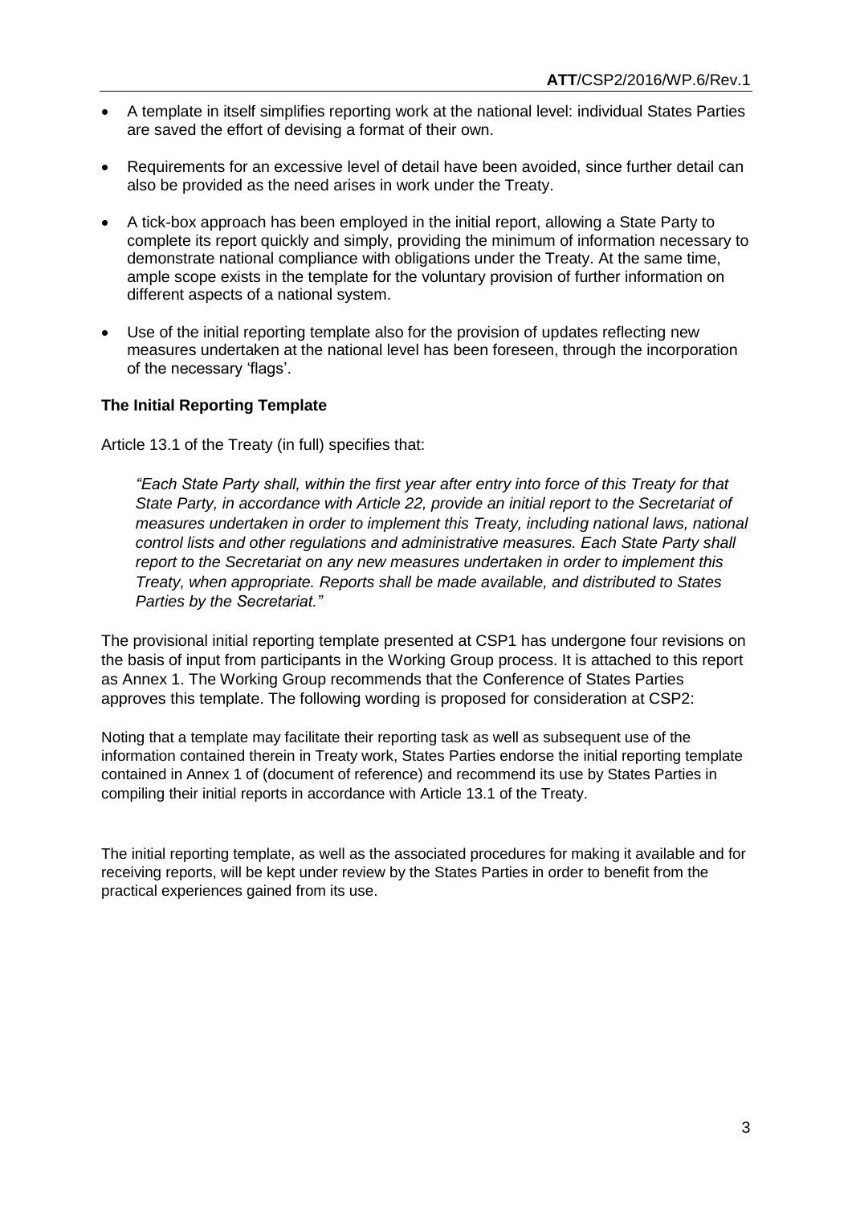- A template in itself simplifies reporting work at the national level: individual States Parties are saved the effort of devising a format of their own.
- Requirements for an excessive level of detail have been avoided, since further detail can also be provided as the need arises in work under the Treaty.
- A tick-box approach has been employed in the initial report, allowing a State Party to complete its report quickly and simply, providing the minimum of information necessary to demonstrate national compliance with obligations under the Treaty. At the same time, ample scope exists in the template for the voluntary provision of further information on different aspects of a national system.
- Use of the initial reporting template also for the provision of updates reflecting new measures undertaken at the national level has been foreseen, through the incorporation of the necessary 'flags'.

**The Initial Reporting Template**

Article 13.1 of the Treaty (in full) specifies that:

> *"Each State Party shall, within the first year after entry into force of this Treaty for that State Party, in accordance with Article 22, provide an initial report to the Secretariat of measures undertaken in order to implement this Treaty, including national laws, national control lists and other regulations and administrative measures. Each State Party shall report to the Secretariat on any new measures undertaken in order to implement this Treaty, when appropriate. Reports shall be made available, and distributed to States Parties by the Secretariat."*

The provisional initial reporting template presented at CSP1 has undergone four revisions on the basis of input from participants in the Working Group process. It is attached to this report as Annex 1. The Working Group recommends that the Conference of States Parties approves this template. The following wording is proposed for consideration at CSP2:

Noting that a template may facilitate their reporting task as well as subsequent use of the information contained therein in Treaty work, States Parties endorse the initial reporting template contained in Annex 1 of (document of reference) and recommend its use by States Parties in compiling their initial reports in accordance with Article 13.1 of the Treaty.

The initial reporting template, as well as the associated procedures for making it available and for receiving reports, will be kept under review by the States Parties in order to benefit from the practical experiences gained from its use.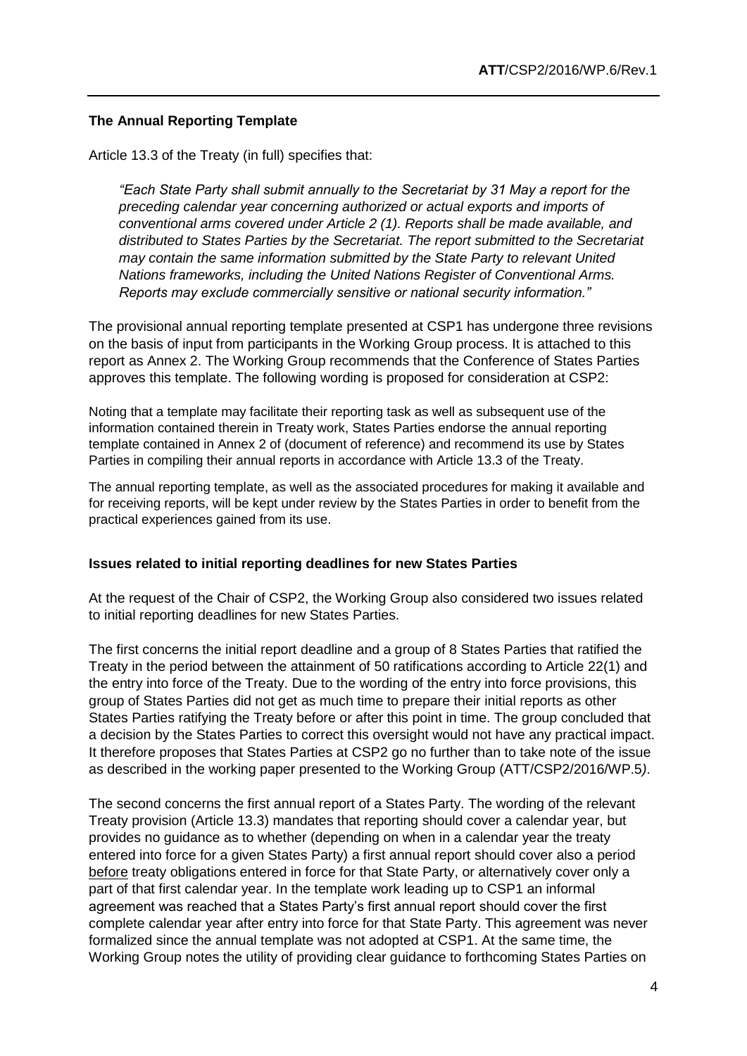### The Annual Reporting Template

Article 13.3 of the Treaty (in full) specifies that:

> *"Each State Party shall submit annually to the Secretariat by 31 May a report for the preceding calendar year concerning authorized or actual exports and imports of conventional arms covered under Article 2 (1). Reports shall be made available, and distributed to States Parties by the Secretariat. The report submitted to the Secretariat may contain the same information submitted by the State Party to relevant United Nations frameworks, including the United Nations Register of Conventional Arms. Reports may exclude commercially sensitive or national security information."*

The provisional annual reporting template presented at CSP1 has undergone three revisions on the basis of input from participants in the Working Group process. It is attached to this report as Annex 2. The Working Group recommends that the Conference of States Parties approves this template. The following wording is proposed for consideration at CSP2:

Noting that a template may facilitate their reporting task as well as subsequent use of the information contained therein in Treaty work, States Parties endorse the annual reporting template contained in Annex 2 of (document of reference) and recommend its use by States Parties in compiling their annual reports in accordance with Article 13.3 of the Treaty.

The annual reporting template, as well as the associated procedures for making it available and for receiving reports, will be kept under review by the States Parties in order to benefit from the practical experiences gained from its use.

### Issues related to initial reporting deadlines for new States Parties

At the request of the Chair of CSP2, the Working Group also considered two issues related to initial reporting deadlines for new States Parties.

The first concerns the initial report deadline and a group of 8 States Parties that ratified the Treaty in the period between the attainment of 50 ratifications according to Article 22(1) and the entry into force of the Treaty. Due to the wording of the entry into force provisions, this group of States Parties did not get as much time to prepare their initial reports as other States Parties ratifying the Treaty before or after this point in time. The group concluded that a decision by the States Parties to correct this oversight would not have any practical impact. It therefore proposes that States Parties at CSP2 go no further than to take note of the issue as described in the working paper presented to the Working Group (ATT/CSP2/2016/WP.5*)*.

The second concerns the first annual report of a States Party. The wording of the relevant Treaty provision (Article 13.3) mandates that reporting should cover a calendar year, but provides no guidance as to whether (depending on when in a calendar year the treaty entered into force for a given States Party) a first annual report should cover also a period <u>before</u> treaty obligations entered in force for that State Party, or alternatively cover only a part of that first calendar year. In the template work leading up to CSP1 an informal agreement was reached that a States Party's first annual report should cover the first complete calendar year after entry into force for that State Party. This agreement was never formalized since the annual template was not adopted at CSP1. At the same time, the Working Group notes the utility of providing clear guidance to forthcoming States Parties on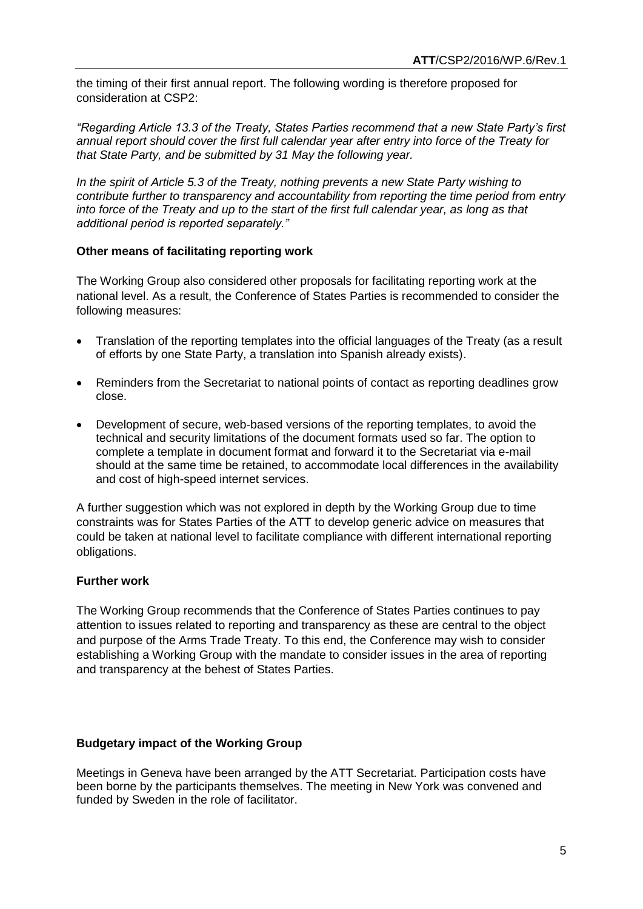the timing of their first annual report. The following wording is therefore proposed for consideration at CSP2:

*"Regarding Article 13.3 of the Treaty, States Parties recommend that a new State Party's first annual report should cover the first full calendar year after entry into force of the Treaty for that State Party, and be submitted by 31 May the following year.*

*In the spirit of Article 5.3 of the Treaty, nothing prevents a new State Party wishing to contribute further to transparency and accountability from reporting the time period from entry into force of the Treaty and up to the start of the first full calendar year, as long as that additional period is reported separately."*

**Other means of facilitating reporting work**

The Working Group also considered other proposals for facilitating reporting work at the national level. As a result, the Conference of States Parties is recommended to consider the following measures:

- Translation of the reporting templates into the official languages of the Treaty (as a result of efforts by one State Party, a translation into Spanish already exists).
- Reminders from the Secretariat to national points of contact as reporting deadlines grow close.
- Development of secure, web-based versions of the reporting templates, to avoid the technical and security limitations of the document formats used so far. The option to complete a template in document format and forward it to the Secretariat via e-mail should at the same time be retained, to accommodate local differences in the availability and cost of high-speed internet services.

A further suggestion which was not explored in depth by the Working Group due to time constraints was for States Parties of the ATT to develop generic advice on measures that could be taken at national level to facilitate compliance with different international reporting obligations.

**Further work**

The Working Group recommends that the Conference of States Parties continues to pay attention to issues related to reporting and transparency as these are central to the object and purpose of the Arms Trade Treaty. To this end, the Conference may wish to consider establishing a Working Group with the mandate to consider issues in the area of reporting and transparency at the behest of States Parties.

**Budgetary impact of the Working Group**

Meetings in Geneva have been arranged by the ATT Secretariat. Participation costs have been borne by the participants themselves. The meeting in New York was convened and funded by Sweden in the role of facilitator.